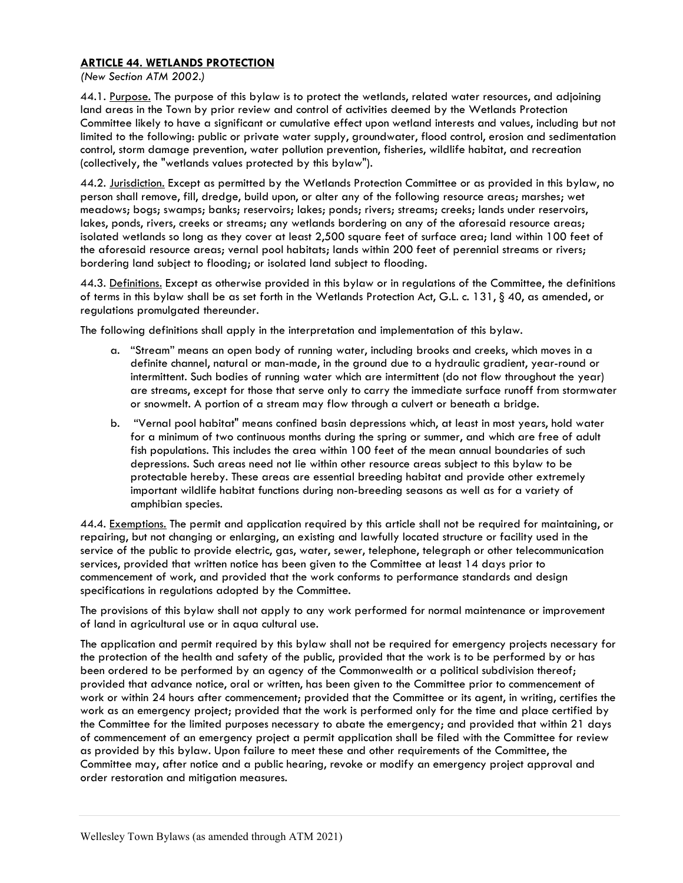## ARTICLE 44. WETLANDS PROTECTION

*(New Section ATM 2002.)*

44.1. Purpose. The purpose of this bylaw is to protect the wetlands, related water resources, and adjoining land areas in the Town by prior review and control of activities deemed by the Wetlands Protection Committee likely to have a significant or cumulative effect upon wetland interests and values, including but not limited to the following: public or private water supply, groundwater, flood control, erosion and sedimentation control, storm damage prevention, water pollution prevention, fisheries, wildlife habitat, and recreation (collectively, the "wetlands values protected by this bylaw").

44.2. Jurisdiction. Except as permitted by the Wetlands Protection Committee or as provided in this bylaw, no person shall remove, fill, dredge, build upon, or alter any of the following resource areas; marshes; wet meadows; bogs; swamps; banks; reservoirs; lakes; ponds; rivers; streams; creeks; lands under reservoirs, lakes, ponds, rivers, creeks or streams; any wetlands bordering on any of the aforesaid resource areas; isolated wetlands so long as they cover at least 2,500 square feet of surface area; land within 100 feet of the aforesaid resource areas; vernal pool habitats; lands within 200 feet of perennial streams or rivers; bordering land subject to flooding; or isolated land subject to flooding.

44.3. Definitions. Except as otherwise provided in this bylaw or in regulations of the Committee, the definitions of terms in this bylaw shall be as set forth in the Wetlands Protection Act, G.L. c. 131, § 40, as amended, or regulations promulgated thereunder.

The following definitions shall apply in the interpretation and implementation of this bylaw.

a. "Stream" means an open body of running water, including brooks and creeks, which moves in a definite channel, natural or man-made, in the ground due to a hydraulic gradient, year-round or intermittent. Such bodies of running water which are intermittent (do not flow throughout the year) are streams, except for those that serve only to carry the immediate surface runoff from stormwater or snowmelt. A portion of a stream may flow through a culvert or beneath a bridge.

b. "Vernal pool habitat" means confined basin depressions which, at least in most years, hold water for a minimum of two continuous months during the spring or summer, and which are free of adult fish populations. This includes the area within 100 feet of the mean annual boundaries of such depressions. Such areas need not lie within other resource areas subject to this bylaw to be protectable hereby. These areas are essential breeding habitat and provide other extremely important wildlife habitat functions during non-breeding seasons as well as for a variety of amphibian species.

44.4. Exemptions. The permit and application required by this article shall not be required for maintaining, or repairing, but not changing or enlarging, an existing and lawfully located structure or facility used in the service of the public to provide electric, gas, water, sewer, telephone, telegraph or other telecommunication services, provided that written notice has been given to the Committee at least 14 days prior to commencement of work, and provided that the work conforms to performance standards and design specifications in regulations adopted by the Committee.

The provisions of this bylaw shall not apply to any work performed for normal maintenance or improvement of land in agricultural use or in aqua cultural use.

The application and permit required by this bylaw shall not be required for emergency projects necessary for the protection of the health and safety of the public, provided that the work is to be performed by or has been ordered to be performed by an agency of the Commonwealth or a political subdivision thereof; provided that advance notice, oral or written, has been given to the Committee prior to commencement of work or within 24 hours after commencement; provided that the Committee or its agent, in writing, certifies the work as an emergency project; provided that the work is performed only for the time and place certified by the Committee for the limited purposes necessary to abate the emergency; and provided that within 21 days of commencement of an emergency project a permit application shall be filed with the Committee for review as provided by this bylaw. Upon failure to meet these and other requirements of the Committee, the Committee may, after notice and a public hearing, revoke or modify an emergency project approval and order restoration and mitigation measures.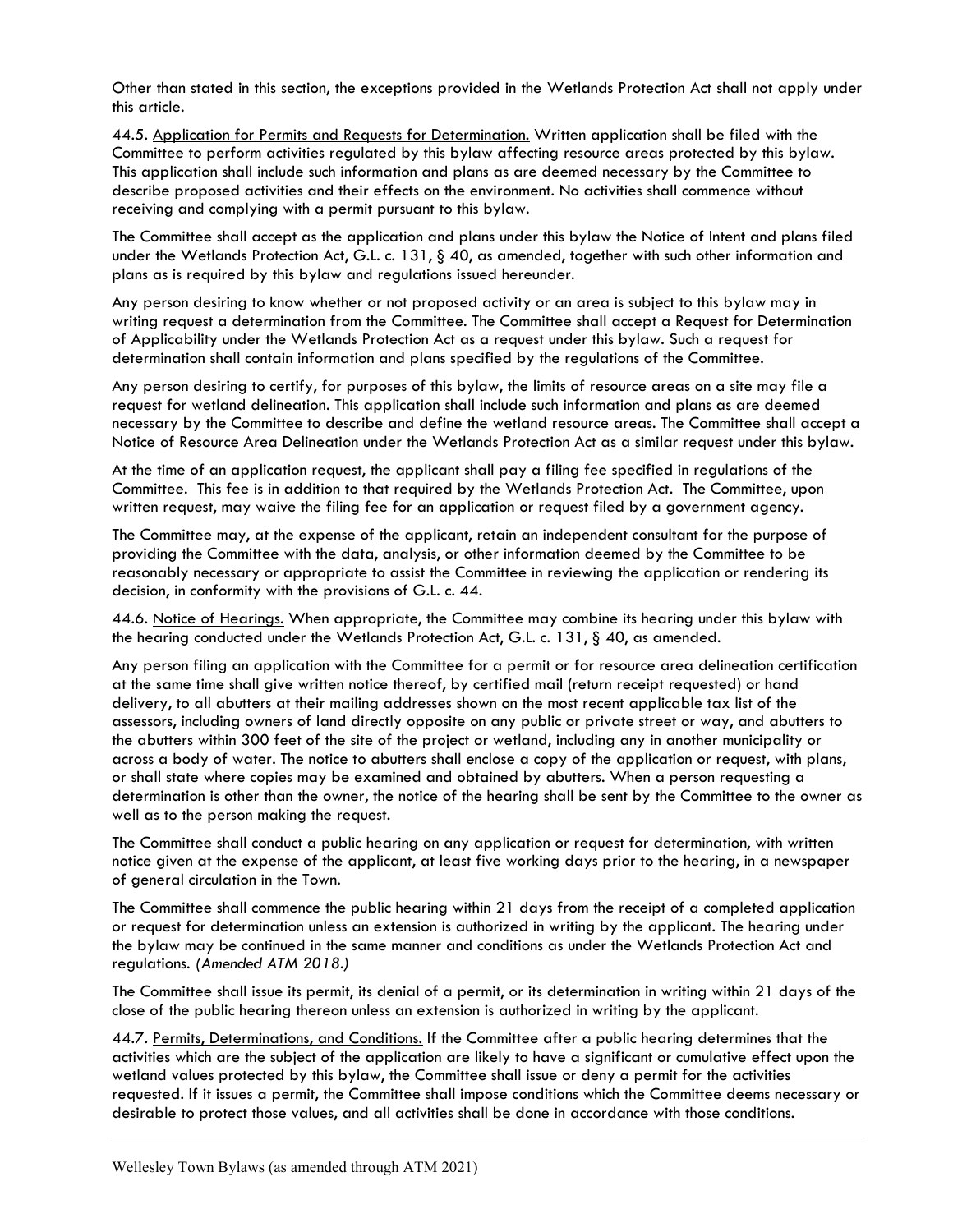Other than stated in this section, the exceptions provided in the Wetlands Protection Act shall not apply under this article.

44.5. Application for Permits and Requests for Determination. Written application shall be filed with the Committee to perform activities regulated by this bylaw affecting resource areas protected by this bylaw. This application shall include such information and plans as are deemed necessary by the Committee to describe proposed activities and their effects on the environment. No activities shall commence without receiving and complying with a permit pursuant to this bylaw.

The Committee shall accept as the application and plans under this bylaw the Notice of Intent and plans filed under the Wetlands Protection Act, G.L. c. 131, § 40, as amended, together with such other information and plans as is required by this bylaw and regulations issued hereunder.

Any person desiring to know whether or not proposed activity or an area is subject to this bylaw may in writing request a determination from the Committee. The Committee shall accept a Request for Determination of Applicability under the Wetlands Protection Act as a request under this bylaw. Such a request for determination shall contain information and plans specified by the regulations of the Committee.

Any person desiring to certify, for purposes of this bylaw, the limits of resource areas on a site may file a request for wetland delineation. This application shall include such information and plans as are deemed necessary by the Committee to describe and define the wetland resource areas. The Committee shall accept a Notice of Resource Area Delineation under the Wetlands Protection Act as a similar request under this bylaw.

At the time of an application request, the applicant shall pay a filing fee specified in regulations of the Committee. This fee is in addition to that required by the Wetlands Protection Act. The Committee, upon written request, may waive the filing fee for an application or request filed by a government agency.

The Committee may, at the expense of the applicant, retain an independent consultant for the purpose of providing the Committee with the data, analysis, or other information deemed by the Committee to be reasonably necessary or appropriate to assist the Committee in reviewing the application or rendering its decision, in conformity with the provisions of G.L. c. 44.

44.6. Notice of Hearings. When appropriate, the Committee may combine its hearing under this bylaw with the hearing conducted under the Wetlands Protection Act, G.L. c. 131, § 40, as amended.

Any person filing an application with the Committee for a permit or for resource area delineation certification at the same time shall give written notice thereof, by certified mail (return receipt requested) or hand delivery, to all abutters at their mailing addresses shown on the most recent applicable tax list of the assessors, including owners of land directly opposite on any public or private street or way, and abutters to the abutters within 300 feet of the site of the project or wetland, including any in another municipality or across a body of water. The notice to abutters shall enclose a copy of the application or request, with plans, or shall state where copies may be examined and obtained by abutters. When a person requesting a determination is other than the owner, the notice of the hearing shall be sent by the Committee to the owner as well as to the person making the request.

The Committee shall conduct a public hearing on any application or request for determination, with written notice given at the expense of the applicant, at least five working days prior to the hearing, in a newspaper of general circulation in the Town.

The Committee shall commence the public hearing within 21 days from the receipt of a completed application or request for determination unless an extension is authorized in writing by the applicant. The hearing under the bylaw may be continued in the same manner and conditions as under the Wetlands Protection Act and regulations. *(Amended ATM 2018.)*

The Committee shall issue its permit, its denial of a permit, or its determination in writing within 21 days of the close of the public hearing thereon unless an extension is authorized in writing by the applicant.

44.7. Permits, Determinations, and Conditions. If the Committee after a public hearing determines that the activities which are the subject of the application are likely to have a significant or cumulative effect upon the wetland values protected by this bylaw, the Committee shall issue or deny a permit for the activities requested. If it issues a permit, the Committee shall impose conditions which the Committee deems necessary or desirable to protect those values, and all activities shall be done in accordance with those conditions.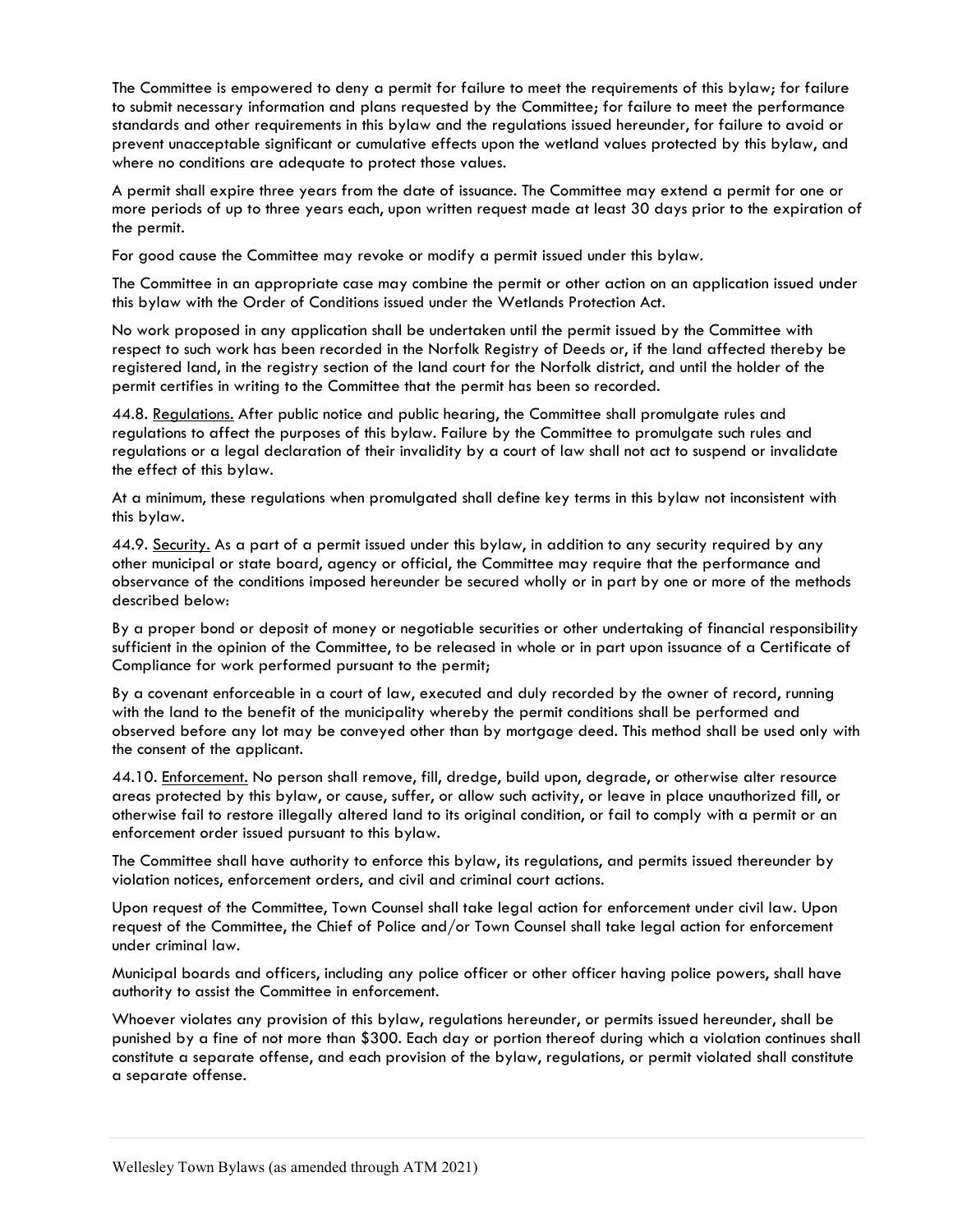The Committee is empowered to deny a permit for failure to meet the requirements of this bylaw; for failure to submit necessary information and plans requested by the Committee; for failure to meet the performance standards and other requirements in this bylaw and the regulations issued hereunder, for failure to avoid or prevent unacceptable significant or cumulative effects upon the wetland values protected by this bylaw, and where no conditions are adequate to protect those values.

A permit shall expire three years from the date of issuance. The Committee may extend a permit for one or more periods of up to three years each, upon written request made at least 30 days prior to the expiration of the permit.

For good cause the Committee may revoke or modify a permit issued under this bylaw.

The Committee in an appropriate case may combine the permit or other action on an application issued under this bylaw with the Order of Conditions issued under the Wetlands Protection Act.

No work proposed in any application shall be undertaken until the permit issued by the Committee with respect to such work has been recorded in the Norfolk Registry of Deeds or, if the land affected thereby be registered land, in the registry section of the land court for the Norfolk district, and until the holder of the permit certifies in writing to the Committee that the permit has been so recorded.

44.8. Regulations. After public notice and public hearing, the Committee shall promulgate rules and regulations to affect the purposes of this bylaw. Failure by the Committee to promulgate such rules and regulations or a legal declaration of their invalidity by a court of law shall not act to suspend or invalidate the effect of this bylaw.

At a minimum, these regulations when promulgated shall define key terms in this bylaw not inconsistent with this bylaw.

44.9. Security. As a part of a permit issued under this bylaw, in addition to any security required by any other municipal or state board, agency or official, the Committee may require that the performance and observance of the conditions imposed hereunder be secured wholly or in part by one or more of the methods described below:

By a proper bond or deposit of money or negotiable securities or other undertaking of financial responsibility sufficient in the opinion of the Committee, to be released in whole or in part upon issuance of a Certificate of Compliance for work performed pursuant to the permit;

By a covenant enforceable in a court of law, executed and duly recorded by the owner of record, running with the land to the benefit of the municipality whereby the permit conditions shall be performed and observed before any lot may be conveyed other than by mortgage deed. This method shall be used only with the consent of the applicant.

44.10. Enforcement. No person shall remove, fill, dredge, build upon, degrade, or otherwise alter resource areas protected by this bylaw, or cause, suffer, or allow such activity, or leave in place unauthorized fill, or otherwise fail to restore illegally altered land to its original condition, or fail to comply with a permit or an enforcement order issued pursuant to this bylaw.

The Committee shall have authority to enforce this bylaw, its regulations, and permits issued thereunder by violation notices, enforcement orders, and civil and criminal court actions.

Upon request of the Committee, Town Counsel shall take legal action for enforcement under civil law. Upon request of the Committee, the Chief of Police and/or Town Counsel shall take legal action for enforcement under criminal law.

Municipal boards and officers, including any police officer or other officer having police powers, shall have authority to assist the Committee in enforcement.

Whoever violates any provision of this bylaw, regulations hereunder, or permits issued hereunder, shall be punished by a fine of not more than $300. Each day or portion thereof during which a violation continues shall constitute a separate offense, and each provision of the bylaw, regulations, or permit violated shall constitute a separate offense.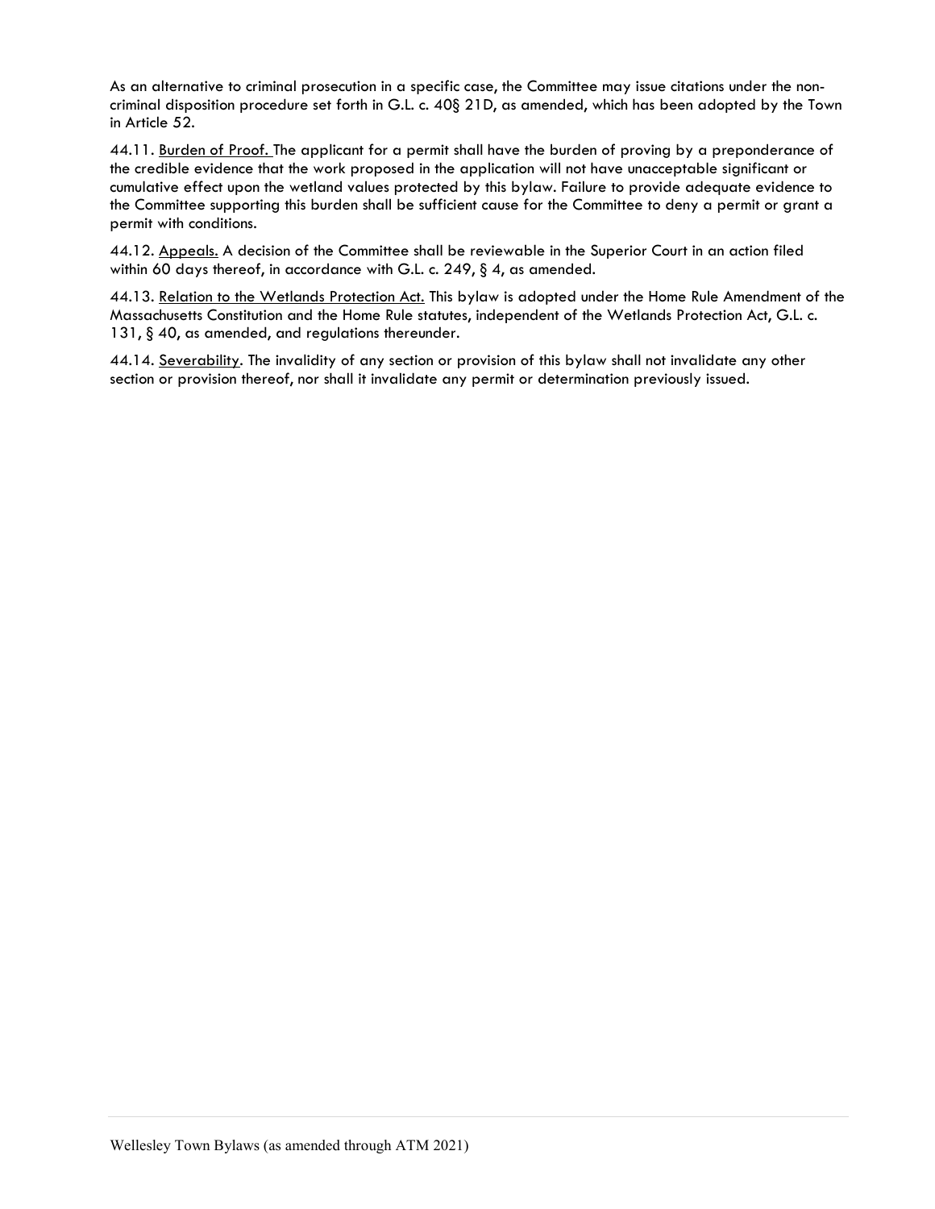As an alternative to criminal prosecution in a specific case, the Committee may issue citations under the non-criminal disposition procedure set forth in G.L. c. 40§ 21D, as amended, which has been adopted by the Town in Article 52.

44.11. Burden of Proof. The applicant for a permit shall have the burden of proving by a preponderance of the credible evidence that the work proposed in the application will not have unacceptable significant or cumulative effect upon the wetland values protected by this bylaw. Failure to provide adequate evidence to the Committee supporting this burden shall be sufficient cause for the Committee to deny a permit or grant a permit with conditions.

44.12. Appeals. A decision of the Committee shall be reviewable in the Superior Court in an action filed within 60 days thereof, in accordance with G.L. c. 249, § 4, as amended.

44.13. Relation to the Wetlands Protection Act. This bylaw is adopted under the Home Rule Amendment of the Massachusetts Constitution and the Home Rule statutes, independent of the Wetlands Protection Act, G.L. c. 131, § 40, as amended, and regulations thereunder.

44.14. Severability. The invalidity of any section or provision of this bylaw shall not invalidate any other section or provision thereof, nor shall it invalidate any permit or determination previously issued.